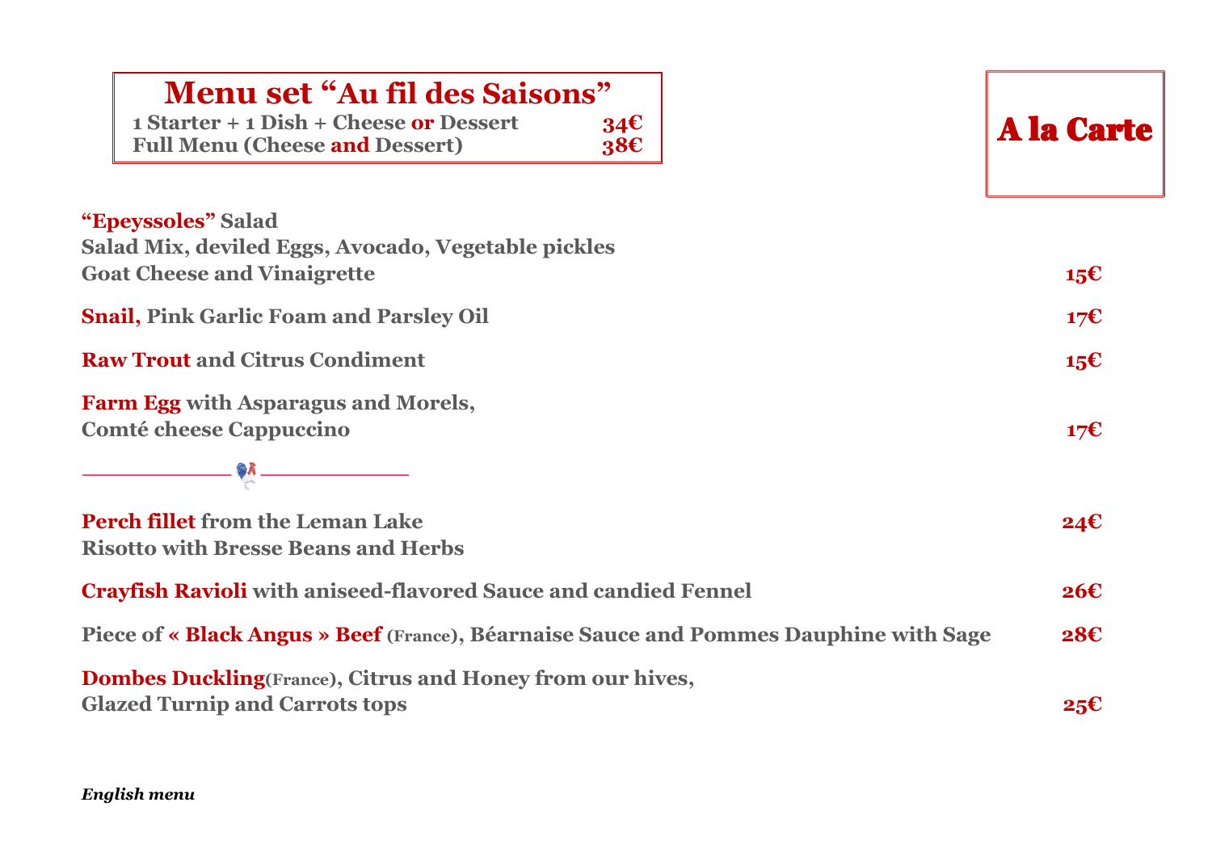## Menu set "Au fil des Saisons"

**1 Starter + 1 Dish + Cheese or Dessert** **34€**
**Full Menu (Cheese and Dessert)** **38€**

# A la Carte

**"Epeyssoles" Salad**
**Salad Mix, deviled Eggs, Avocado, Vegetable pickles**
**Goat Cheese and Vinaigrette** **15€**

**Snail, Pink Garlic Foam and Parsley Oil** **17€**

**Raw Trout and Citrus Condiment** **15€**

**Farm Egg with Asparagus and Morels,**
**Comté cheese Cappuccino** **17€**

---

**Perch fillet from the Leman Lake** **24€**
**Risotto with Bresse Beans and Herbs**

**Crayfish Ravioli with aniseed-flavored Sauce and candied Fennel** **26€**

**Piece of « Black Angus » Beef (France), Béarnaise Sauce and Pommes Dauphine with Sage** **28€**

**Dombes Duckling(France), Citrus and Honey from our hives,**
**Glazed Turnip and Carrots tops** **25€**

***English menu***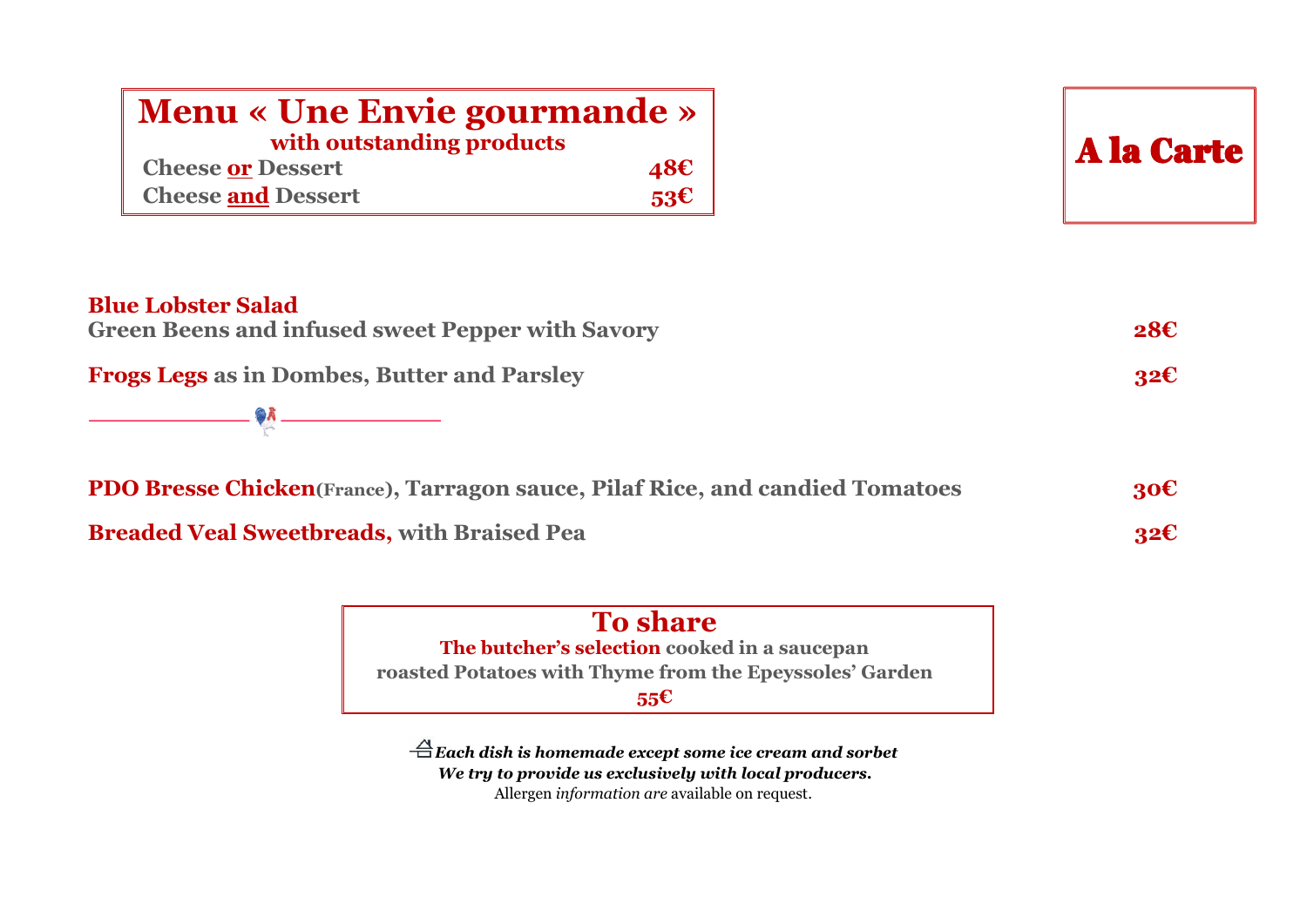## Menu « Une Envie gourmande »

**with outstanding products**

| | |
|---|---|
| **Cheese <u>or</u> Dessert** | **48€** |
| **Cheese <u>and</u> Dessert** | **53€** |

## A la Carte

**Blue Lobster Salad**
**Green Beens and infused sweet Pepper with Savory** — **28€**

**Frogs Legs as in Dombes, Butter and Parsley** — **32€**

---

**PDO Bresse Chicken(France), Tarragon sauce, Pilaf Rice, and candied Tomatoes** — **30€**

**Breaded Veal Sweetbreads, with Braised Pea** — **32€**

### To share

**The butcher's selection cooked in a saucepan**
**roasted Potatoes with Thyme from the Epeyssoles' Garden**
**55€**

***Each dish is homemade except some ice cream and sorbet***
***We try to provide us exclusively with local producers.***
Allergen *information are* available on request.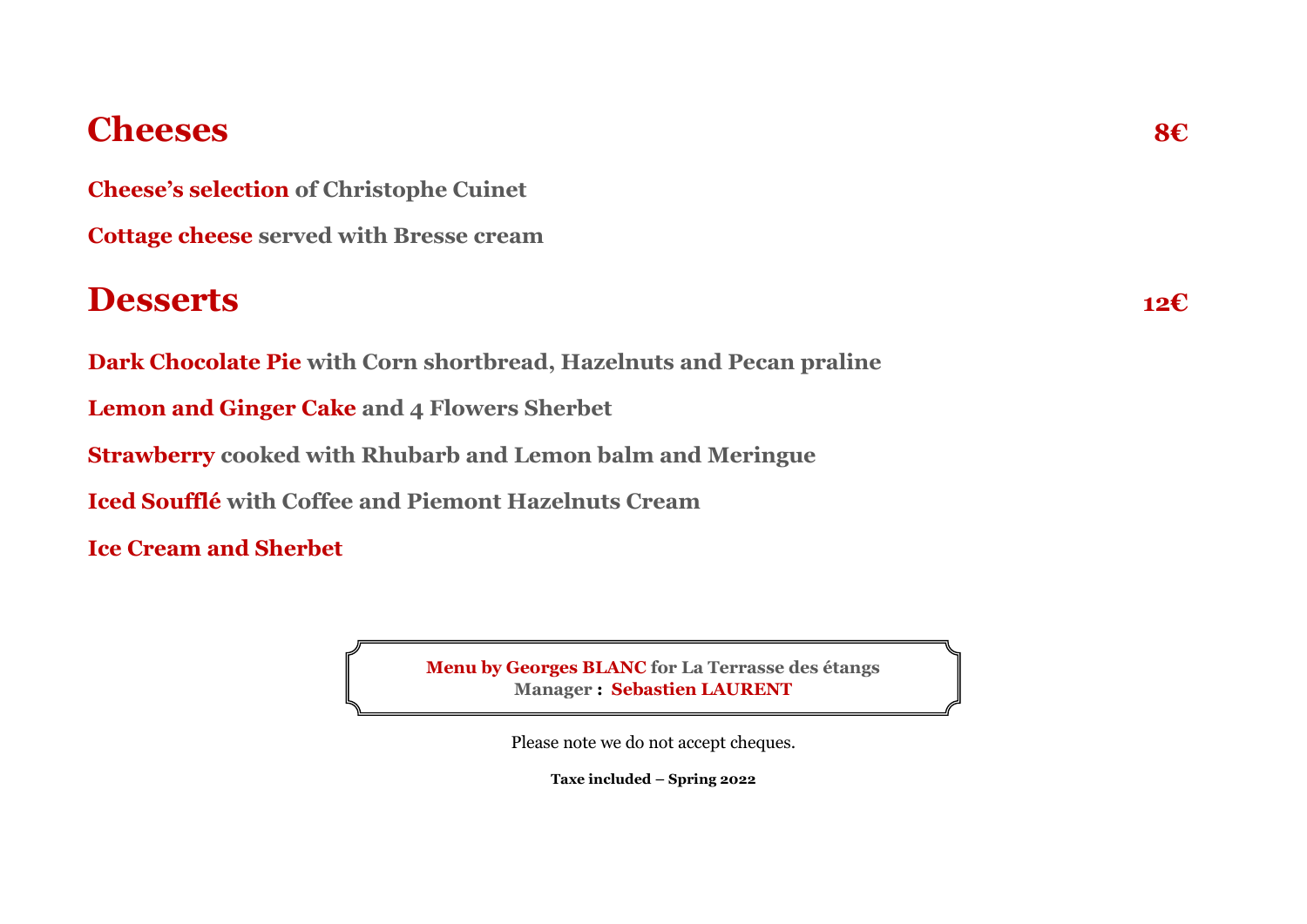## Cheeses — 8€

**Cheese's selection** of Christophe Cuinet

**Cottage cheese** served with Bresse cream

## Desserts — 12€

**Dark Chocolate Pie** with Corn shortbread, Hazelnuts and Pecan praline

**Lemon and Ginger Cake** and 4 Flowers Sherbet

**Strawberry** cooked with Rhubarb and Lemon balm and Meringue

**Iced Soufflé** with Coffee and Piemont Hazelnuts Cream

**Ice Cream and Sherbet**

**Menu by Georges BLANC** for La Terrasse des étangs
Manager : **Sebastien LAURENT**

Please note we do not accept cheques.

**Taxe included – Spring 2022**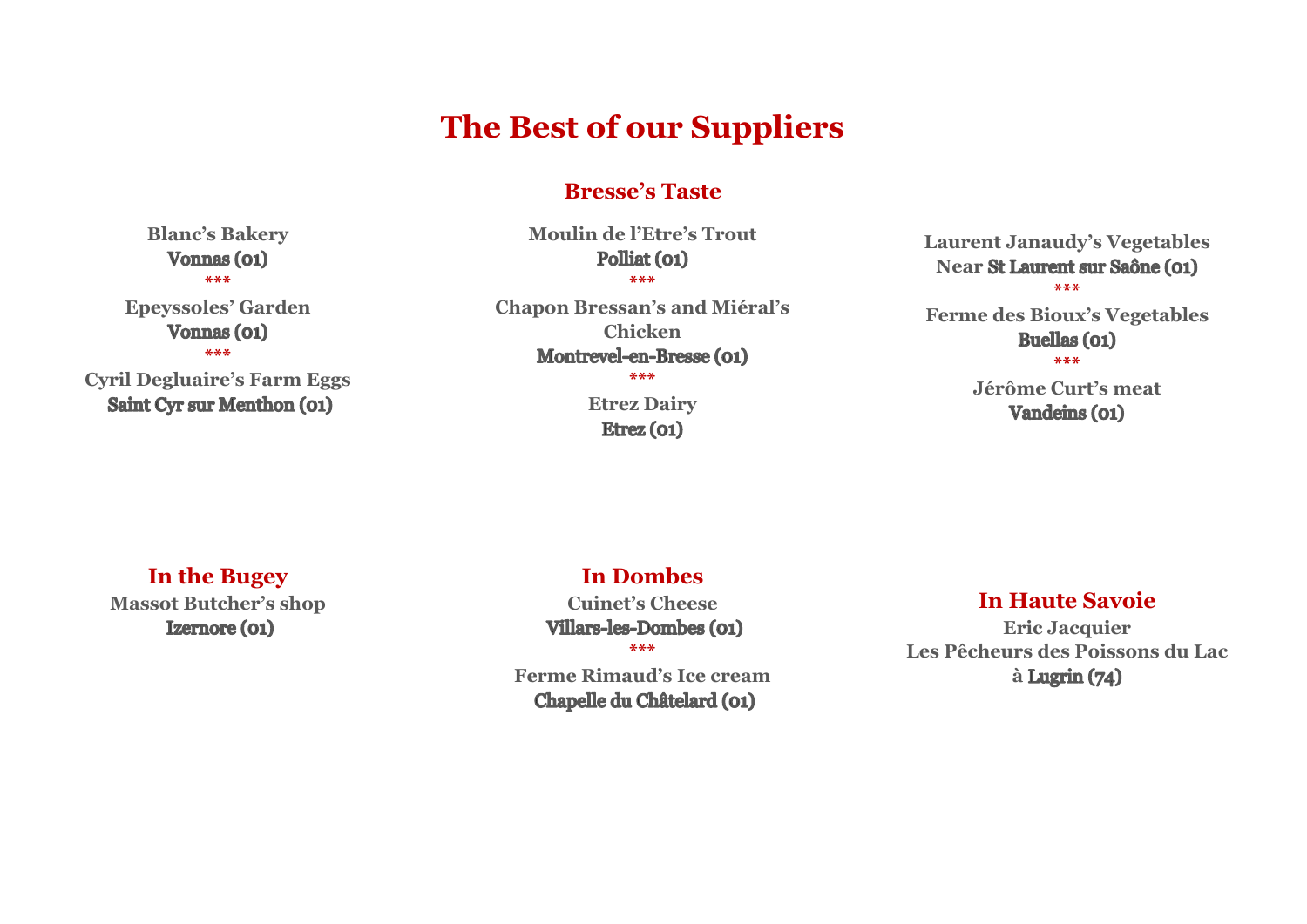# The Best of our Suppliers

## Bresse's Taste

**Blanc's Bakery**
**Vonnas (01)**
***
**Epeyssoles' Garden**
**Vonnas (01)**
***
**Cyril Degluaire's Farm Eggs**
**Saint Cyr sur Menthon (01)**

**Moulin de l'Etre's Trout**
**Polliat (01)**
***
**Chapon Bressan's and Miéral's Chicken**
**Montrevel-en-Bresse (01)**
***
**Etrez Dairy**
**Etrez (01)**

**Laurent Janaudy's Vegetables**
**Near St Laurent sur Saône (01)**
***
**Ferme des Bioux's Vegetables**
**Buellas (01)**
***
**Jérôme Curt's meat**
**Vandeins (01)**

## In the Bugey

**Massot Butcher's shop**
**Izernore (01)**

## In Dombes

**Cuinet's Cheese**
**Villars-les-Dombes (01)**
***
**Ferme Rimaud's Ice cream**
**Chapelle du Châtelard (01)**

## In Haute Savoie

**Eric Jacquier**
**Les Pêcheurs des Poissons du Lac**
**à Lugrin (74)**